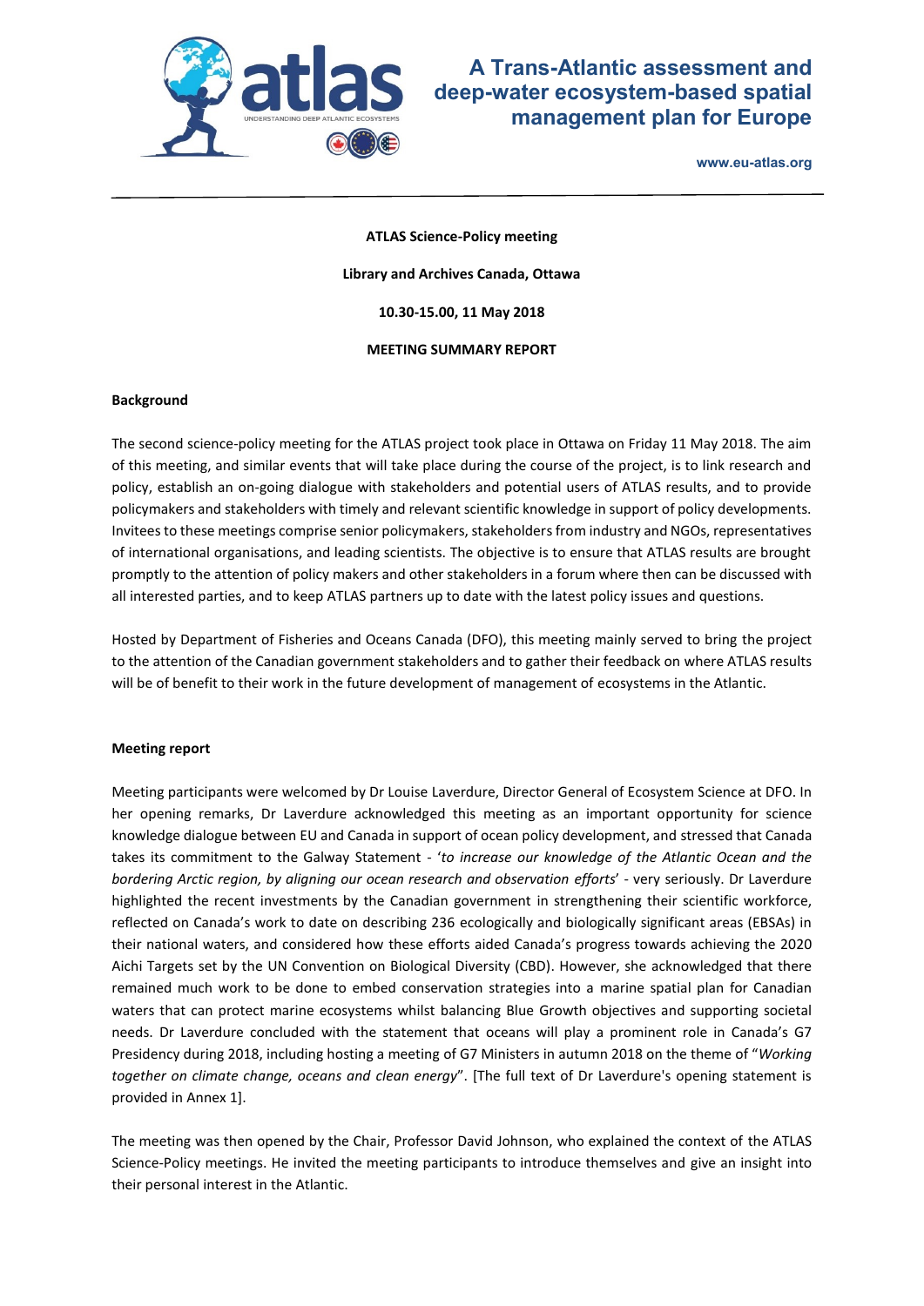# A Trans-Atlantic assessment and deep-water ecosystem-based spatial management plan for Europe

www.eu-atlas.org

**ATLAS Science-Policy meeting**

**Library and Archives Canada, Ottawa**

**10.30-15.00, 11 May 2018**

**MEETING SUMMARY REPORT**

## Background

The second science-policy meeting for the ATLAS project took place in Ottawa on Friday 11 May 2018. The aim of this meeting, and similar events that will take place during the course of the project, is to link research and policy, establish an on-going dialogue with stakeholders and potential users of ATLAS results, and to provide policymakers and stakeholders with timely and relevant scientific knowledge in support of policy developments. Invitees to these meetings comprise senior policymakers, stakeholders from industry and NGOs, representatives of international organisations, and leading scientists. The objective is to ensure that ATLAS results are brought promptly to the attention of policy makers and other stakeholders in a forum where then can be discussed with all interested parties, and to keep ATLAS partners up to date with the latest policy issues and questions.

Hosted by Department of Fisheries and Oceans Canada (DFO), this meeting mainly served to bring the project to the attention of the Canadian government stakeholders and to gather their feedback on where ATLAS results will be of benefit to their work in the future development of management of ecosystems in the Atlantic.

## Meeting report

Meeting participants were welcomed by Dr Louise Laverdure, Director General of Ecosystem Science at DFO. In her opening remarks, Dr Laverdure acknowledged this meeting as an important opportunity for science knowledge dialogue between EU and Canada in support of ocean policy development, and stressed that Canada takes its commitment to the Galway Statement - '*to increase our knowledge of the Atlantic Ocean and the bordering Arctic region, by aligning our ocean research and observation efforts*' - very seriously. Dr Laverdure highlighted the recent investments by the Canadian government in strengthening their scientific workforce, reflected on Canada's work to date on describing 236 ecologically and biologically significant areas (EBSAs) in their national waters, and considered how these efforts aided Canada's progress towards achieving the 2020 Aichi Targets set by the UN Convention on Biological Diversity (CBD). However, she acknowledged that there remained much work to be done to embed conservation strategies into a marine spatial plan for Canadian waters that can protect marine ecosystems whilst balancing Blue Growth objectives and supporting societal needs. Dr Laverdure concluded with the statement that oceans will play a prominent role in Canada's G7 Presidency during 2018, including hosting a meeting of G7 Ministers in autumn 2018 on the theme of "*Working together on climate change, oceans and clean energy*". [The full text of Dr Laverdure's opening statement is provided in Annex 1].

The meeting was then opened by the Chair, Professor David Johnson, who explained the context of the ATLAS Science-Policy meetings. He invited the meeting participants to introduce themselves and give an insight into their personal interest in the Atlantic.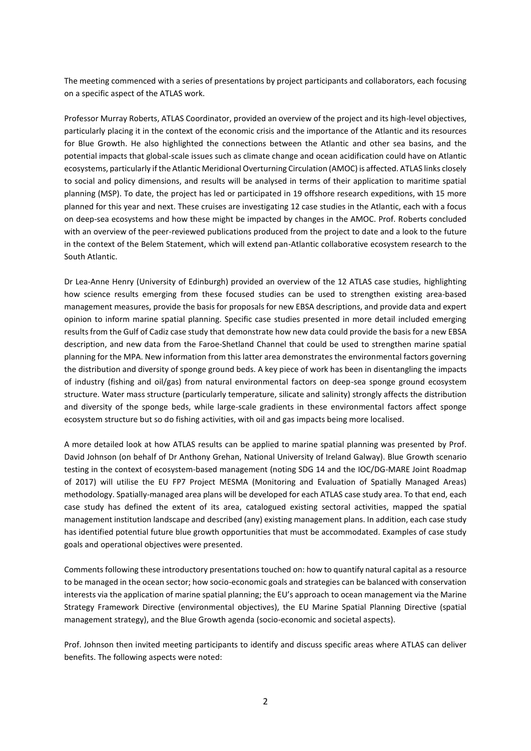The meeting commenced with a series of presentations by project participants and collaborators, each focusing on a specific aspect of the ATLAS work.

Professor Murray Roberts, ATLAS Coordinator, provided an overview of the project and its high-level objectives, particularly placing it in the context of the economic crisis and the importance of the Atlantic and its resources for Blue Growth. He also highlighted the connections between the Atlantic and other sea basins, and the potential impacts that global-scale issues such as climate change and ocean acidification could have on Atlantic ecosystems, particularly if the Atlantic Meridional Overturning Circulation (AMOC) is affected. ATLAS links closely to social and policy dimensions, and results will be analysed in terms of their application to maritime spatial planning (MSP). To date, the project has led or participated in 19 offshore research expeditions, with 15 more planned for this year and next. These cruises are investigating 12 case studies in the Atlantic, each with a focus on deep-sea ecosystems and how these might be impacted by changes in the AMOC. Prof. Roberts concluded with an overview of the peer-reviewed publications produced from the project to date and a look to the future in the context of the Belem Statement, which will extend pan-Atlantic collaborative ecosystem research to the South Atlantic.

Dr Lea-Anne Henry (University of Edinburgh) provided an overview of the 12 ATLAS case studies, highlighting how science results emerging from these focused studies can be used to strengthen existing area-based management measures, provide the basis for proposals for new EBSA descriptions, and provide data and expert opinion to inform marine spatial planning. Specific case studies presented in more detail included emerging results from the Gulf of Cadiz case study that demonstrate how new data could provide the basis for a new EBSA description, and new data from the Faroe-Shetland Channel that could be used to strengthen marine spatial planning for the MPA. New information from this latter area demonstrates the environmental factors governing the distribution and diversity of sponge ground beds. A key piece of work has been in disentangling the impacts of industry (fishing and oil/gas) from natural environmental factors on deep-sea sponge ground ecosystem structure. Water mass structure (particularly temperature, silicate and salinity) strongly affects the distribution and diversity of the sponge beds, while large-scale gradients in these environmental factors affect sponge ecosystem structure but so do fishing activities, with oil and gas impacts being more localised.

A more detailed look at how ATLAS results can be applied to marine spatial planning was presented by Prof. David Johnson (on behalf of Dr Anthony Grehan, National University of Ireland Galway). Blue Growth scenario testing in the context of ecosystem-based management (noting SDG 14 and the IOC/DG-MARE Joint Roadmap of 2017) will utilise the EU FP7 Project MESMA (Monitoring and Evaluation of Spatially Managed Areas) methodology. Spatially-managed area plans will be developed for each ATLAS case study area. To that end, each case study has defined the extent of its area, catalogued existing sectoral activities, mapped the spatial management institution landscape and described (any) existing management plans. In addition, each case study has identified potential future blue growth opportunities that must be accommodated. Examples of case study goals and operational objectives were presented.

Comments following these introductory presentations touched on: how to quantify natural capital as a resource to be managed in the ocean sector; how socio-economic goals and strategies can be balanced with conservation interests via the application of marine spatial planning; the EU's approach to ocean management via the Marine Strategy Framework Directive (environmental objectives), the EU Marine Spatial Planning Directive (spatial management strategy), and the Blue Growth agenda (socio-economic and societal aspects).

Prof. Johnson then invited meeting participants to identify and discuss specific areas where ATLAS can deliver benefits. The following aspects were noted: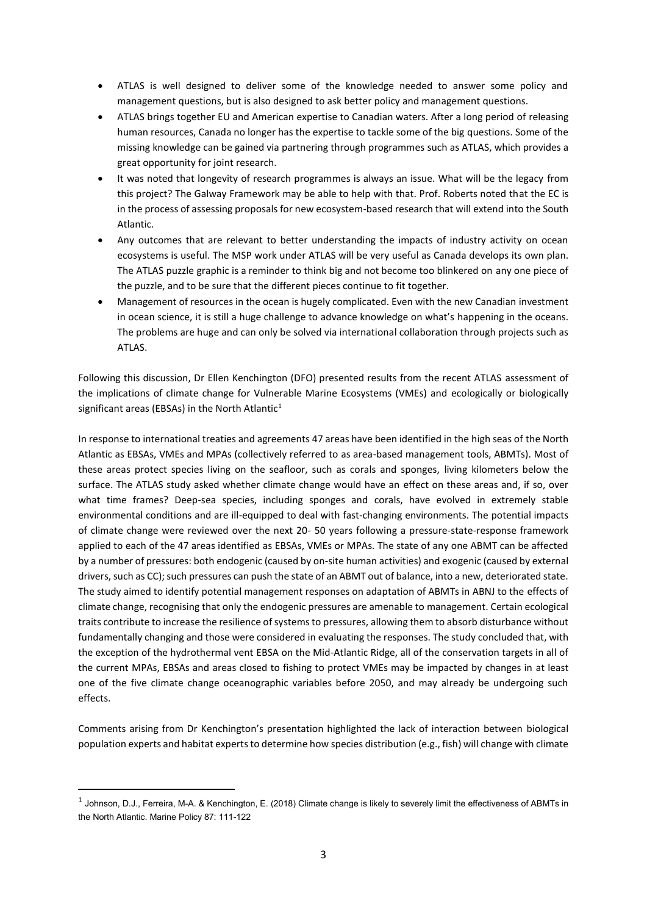- ATLAS is well designed to deliver some of the knowledge needed to answer some policy and management questions, but is also designed to ask better policy and management questions.
- ATLAS brings together EU and American expertise to Canadian waters. After a long period of releasing human resources, Canada no longer has the expertise to tackle some of the big questions. Some of the missing knowledge can be gained via partnering through programmes such as ATLAS, which provides a great opportunity for joint research.
- It was noted that longevity of research programmes is always an issue. What will be the legacy from this project? The Galway Framework may be able to help with that. Prof. Roberts noted that the EC is in the process of assessing proposals for new ecosystem-based research that will extend into the South Atlantic.
- Any outcomes that are relevant to better understanding the impacts of industry activity on ocean ecosystems is useful. The MSP work under ATLAS will be very useful as Canada develops its own plan. The ATLAS puzzle graphic is a reminder to think big and not become too blinkered on any one piece of the puzzle, and to be sure that the different pieces continue to fit together.
- Management of resources in the ocean is hugely complicated. Even with the new Canadian investment in ocean science, it is still a huge challenge to advance knowledge on what's happening in the oceans. The problems are huge and can only be solved via international collaboration through projects such as ATLAS.

Following this discussion, Dr Ellen Kenchington (DFO) presented results from the recent ATLAS assessment of the implications of climate change for Vulnerable Marine Ecosystems (VMEs) and ecologically or biologically significant areas (EBSAs) in the North Atlantic[1]

In response to international treaties and agreements 47 areas have been identified in the high seas of the North Atlantic as EBSAs, VMEs and MPAs (collectively referred to as area-based management tools, ABMTs). Most of these areas protect species living on the seafloor, such as corals and sponges, living kilometers below the surface. The ATLAS study asked whether climate change would have an effect on these areas and, if so, over what time frames? Deep-sea species, including sponges and corals, have evolved in extremely stable environmental conditions and are ill-equipped to deal with fast-changing environments. The potential impacts of climate change were reviewed over the next 20- 50 years following a pressure-state-response framework applied to each of the 47 areas identified as EBSAs, VMEs or MPAs. The state of any one ABMT can be affected by a number of pressures: both endogenic (caused by on-site human activities) and exogenic (caused by external drivers, such as CC); such pressures can push the state of an ABMT out of balance, into a new, deteriorated state. The study aimed to identify potential management responses on adaptation of ABMTs in ABNJ to the effects of climate change, recognising that only the endogenic pressures are amenable to management. Certain ecological traits contribute to increase the resilience of systems to pressures, allowing them to absorb disturbance without fundamentally changing and those were considered in evaluating the responses. The study concluded that, with the exception of the hydrothermal vent EBSA on the Mid-Atlantic Ridge, all of the conservation targets in all of the current MPAs, EBSAs and areas closed to fishing to protect VMEs may be impacted by changes in at least one of the five climate change oceanographic variables before 2050, and may already be undergoing such effects.

Comments arising from Dr Kenchington's presentation highlighted the lack of interaction between biological population experts and habitat experts to determine how species distribution (e.g., fish) will change with climate

[1] Johnson, D.J., Ferreira, M-A. & Kenchington, E. (2018) Climate change is likely to severely limit the effectiveness of ABMTs in the North Atlantic. Marine Policy 87: 111-122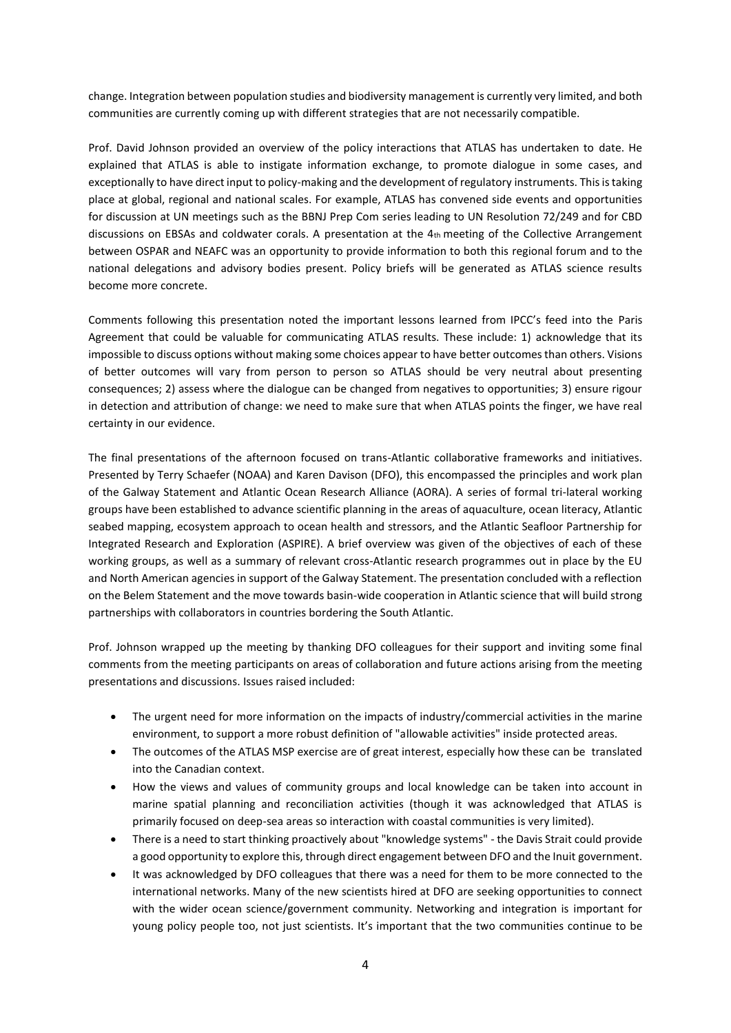change. Integration between population studies and biodiversity management is currently very limited, and both communities are currently coming up with different strategies that are not necessarily compatible.

Prof. David Johnson provided an overview of the policy interactions that ATLAS has undertaken to date. He explained that ATLAS is able to instigate information exchange, to promote dialogue in some cases, and exceptionally to have direct input to policy-making and the development of regulatory instruments. This is taking place at global, regional and national scales. For example, ATLAS has convened side events and opportunities for discussion at UN meetings such as the BBNJ Prep Com series leading to UN Resolution 72/249 and for CBD discussions on EBSAs and coldwater corals. A presentation at the 4th meeting of the Collective Arrangement between OSPAR and NEAFC was an opportunity to provide information to both this regional forum and to the national delegations and advisory bodies present. Policy briefs will be generated as ATLAS science results become more concrete.

Comments following this presentation noted the important lessons learned from IPCC's feed into the Paris Agreement that could be valuable for communicating ATLAS results. These include: 1) acknowledge that its impossible to discuss options without making some choices appear to have better outcomes than others. Visions of better outcomes will vary from person to person so ATLAS should be very neutral about presenting consequences; 2) assess where the dialogue can be changed from negatives to opportunities; 3) ensure rigour in detection and attribution of change: we need to make sure that when ATLAS points the finger, we have real certainty in our evidence.

The final presentations of the afternoon focused on trans-Atlantic collaborative frameworks and initiatives. Presented by Terry Schaefer (NOAA) and Karen Davison (DFO), this encompassed the principles and work plan of the Galway Statement and Atlantic Ocean Research Alliance (AORA). A series of formal tri-lateral working groups have been established to advance scientific planning in the areas of aquaculture, ocean literacy, Atlantic seabed mapping, ecosystem approach to ocean health and stressors, and the Atlantic Seafloor Partnership for Integrated Research and Exploration (ASPIRE). A brief overview was given of the objectives of each of these working groups, as well as a summary of relevant cross-Atlantic research programmes out in place by the EU and North American agencies in support of the Galway Statement. The presentation concluded with a reflection on the Belem Statement and the move towards basin-wide cooperation in Atlantic science that will build strong partnerships with collaborators in countries bordering the South Atlantic.

Prof. Johnson wrapped up the meeting by thanking DFO colleagues for their support and inviting some final comments from the meeting participants on areas of collaboration and future actions arising from the meeting presentations and discussions. Issues raised included:

- The urgent need for more information on the impacts of industry/commercial activities in the marine environment, to support a more robust definition of "allowable activities" inside protected areas.
- The outcomes of the ATLAS MSP exercise are of great interest, especially how these can be translated into the Canadian context.
- How the views and values of community groups and local knowledge can be taken into account in marine spatial planning and reconciliation activities (though it was acknowledged that ATLAS is primarily focused on deep-sea areas so interaction with coastal communities is very limited).
- There is a need to start thinking proactively about "knowledge systems" - the Davis Strait could provide a good opportunity to explore this, through direct engagement between DFO and the Inuit government.
- It was acknowledged by DFO colleagues that there was a need for them to be more connected to the international networks. Many of the new scientists hired at DFO are seeking opportunities to connect with the wider ocean science/government community. Networking and integration is important for young policy people too, not just scientists. It's important that the two communities continue to be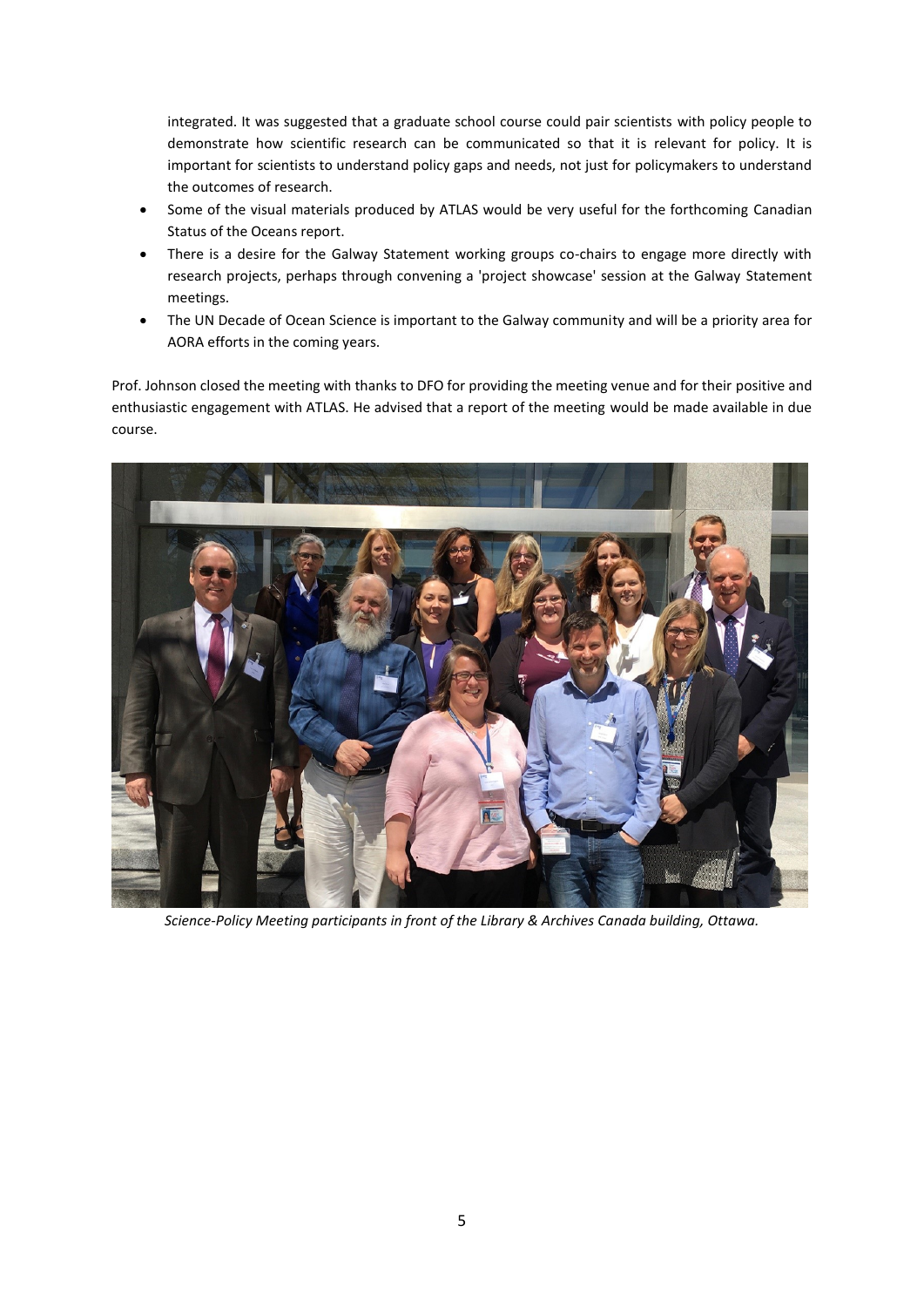integrated. It was suggested that a graduate school course could pair scientists with policy people to demonstrate how scientific research can be communicated so that it is relevant for policy. It is important for scientists to understand policy gaps and needs, not just for policymakers to understand the outcomes of research.

- Some of the visual materials produced by ATLAS would be very useful for the forthcoming Canadian Status of the Oceans report.
- There is a desire for the Galway Statement working groups co-chairs to engage more directly with research projects, perhaps through convening a 'project showcase' session at the Galway Statement meetings.
- The UN Decade of Ocean Science is important to the Galway community and will be a priority area for AORA efforts in the coming years.

Prof. Johnson closed the meeting with thanks to DFO for providing the meeting venue and for their positive and enthusiastic engagement with ATLAS. He advised that a report of the meeting would be made available in due course.

*Science-Policy Meeting participants in front of the Library & Archives Canada building, Ottawa.*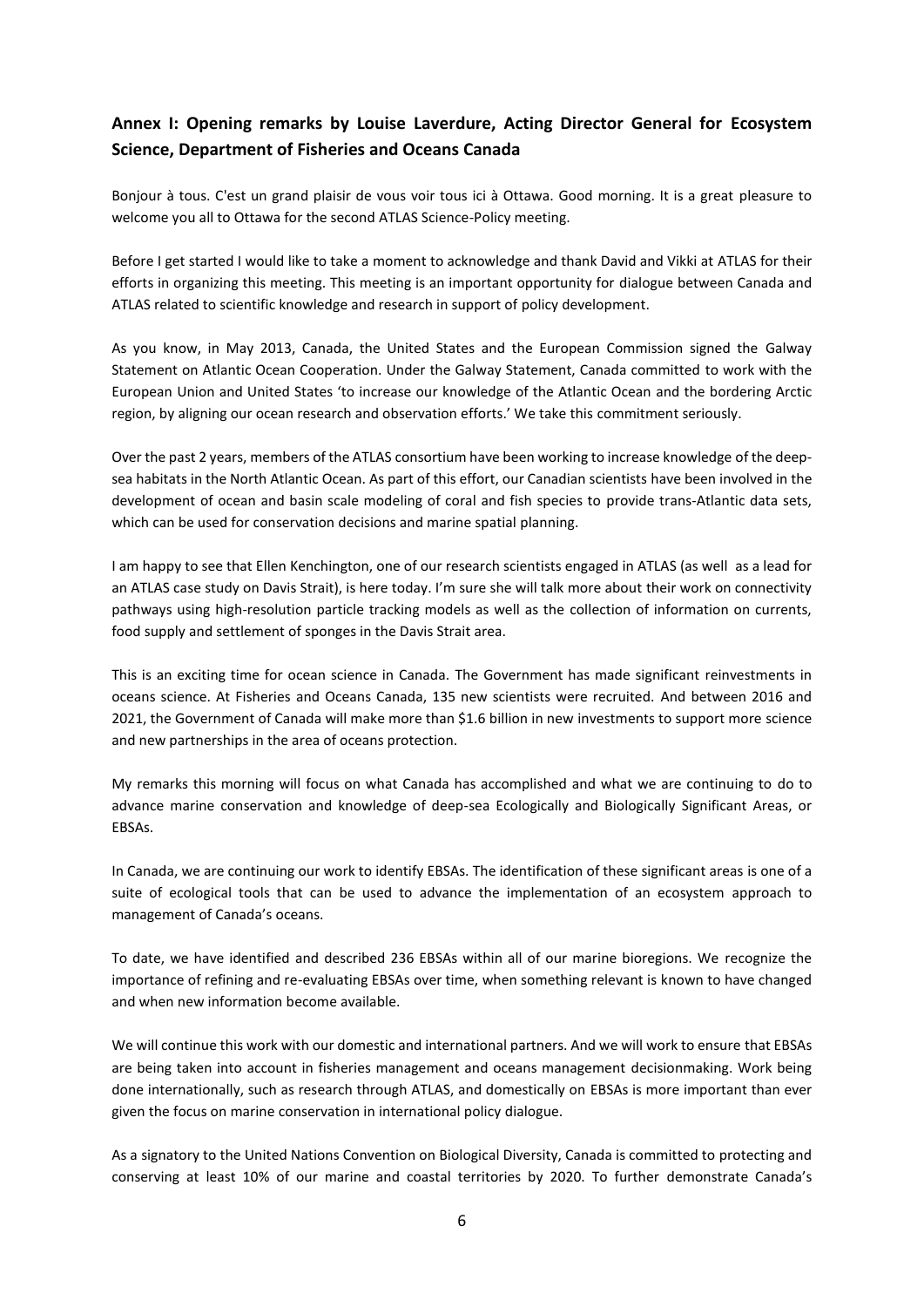## Annex I: Opening remarks by Louise Laverdure, Acting Director General for Ecosystem Science, Department of Fisheries and Oceans Canada

Bonjour à tous. C'est un grand plaisir de vous voir tous ici à Ottawa. Good morning. It is a great pleasure to welcome you all to Ottawa for the second ATLAS Science-Policy meeting.

Before I get started I would like to take a moment to acknowledge and thank David and Vikki at ATLAS for their efforts in organizing this meeting. This meeting is an important opportunity for dialogue between Canada and ATLAS related to scientific knowledge and research in support of policy development.

As you know, in May 2013, Canada, the United States and the European Commission signed the Galway Statement on Atlantic Ocean Cooperation. Under the Galway Statement, Canada committed to work with the European Union and United States 'to increase our knowledge of the Atlantic Ocean and the bordering Arctic region, by aligning our ocean research and observation efforts.' We take this commitment seriously.

Over the past 2 years, members of the ATLAS consortium have been working to increase knowledge of the deep-sea habitats in the North Atlantic Ocean. As part of this effort, our Canadian scientists have been involved in the development of ocean and basin scale modeling of coral and fish species to provide trans-Atlantic data sets, which can be used for conservation decisions and marine spatial planning.

I am happy to see that Ellen Kenchington, one of our research scientists engaged in ATLAS (as well as a lead for an ATLAS case study on Davis Strait), is here today. I'm sure she will talk more about their work on connectivity pathways using high-resolution particle tracking models as well as the collection of information on currents, food supply and settlement of sponges in the Davis Strait area.

This is an exciting time for ocean science in Canada. The Government has made significant reinvestments in oceans science. At Fisheries and Oceans Canada, 135 new scientists were recruited. And between 2016 and 2021, the Government of Canada will make more than $1.6 billion in new investments to support more science and new partnerships in the area of oceans protection.

My remarks this morning will focus on what Canada has accomplished and what we are continuing to do to advance marine conservation and knowledge of deep-sea Ecologically and Biologically Significant Areas, or EBSAs.

In Canada, we are continuing our work to identify EBSAs. The identification of these significant areas is one of a suite of ecological tools that can be used to advance the implementation of an ecosystem approach to management of Canada's oceans.

To date, we have identified and described 236 EBSAs within all of our marine bioregions. We recognize the importance of refining and re-evaluating EBSAs over time, when something relevant is known to have changed and when new information become available.

We will continue this work with our domestic and international partners. And we will work to ensure that EBSAs are being taken into account in fisheries management and oceans management decisionmaking. Work being done internationally, such as research through ATLAS, and domestically on EBSAs is more important than ever given the focus on marine conservation in international policy dialogue.

As a signatory to the United Nations Convention on Biological Diversity, Canada is committed to protecting and conserving at least 10% of our marine and coastal territories by 2020. To further demonstrate Canada's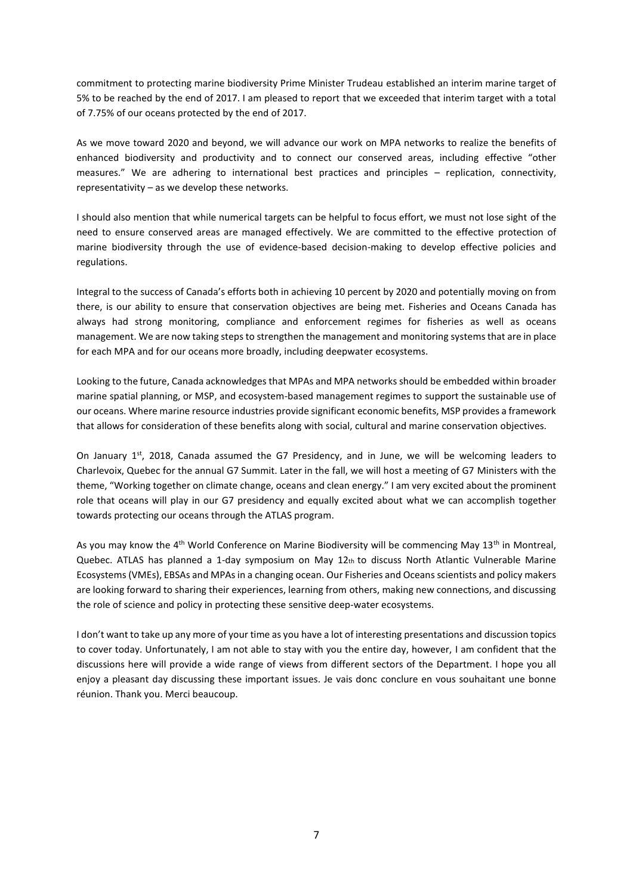commitment to protecting marine biodiversity Prime Minister Trudeau established an interim marine target of 5% to be reached by the end of 2017. I am pleased to report that we exceeded that interim target with a total of 7.75% of our oceans protected by the end of 2017.

As we move toward 2020 and beyond, we will advance our work on MPA networks to realize the benefits of enhanced biodiversity and productivity and to connect our conserved areas, including effective "other measures." We are adhering to international best practices and principles – replication, connectivity, representativity – as we develop these networks.

I should also mention that while numerical targets can be helpful to focus effort, we must not lose sight of the need to ensure conserved areas are managed effectively. We are committed to the effective protection of marine biodiversity through the use of evidence-based decision-making to develop effective policies and regulations.

Integral to the success of Canada's efforts both in achieving 10 percent by 2020 and potentially moving on from there, is our ability to ensure that conservation objectives are being met. Fisheries and Oceans Canada has always had strong monitoring, compliance and enforcement regimes for fisheries as well as oceans management. We are now taking steps to strengthen the management and monitoring systems that are in place for each MPA and for our oceans more broadly, including deepwater ecosystems.

Looking to the future, Canada acknowledges that MPAs and MPA networks should be embedded within broader marine spatial planning, or MSP, and ecosystem-based management regimes to support the sustainable use of our oceans. Where marine resource industries provide significant economic benefits, MSP provides a framework that allows for consideration of these benefits along with social, cultural and marine conservation objectives.

On January 1st, 2018, Canada assumed the G7 Presidency, and in June, we will be welcoming leaders to Charlevoix, Quebec for the annual G7 Summit. Later in the fall, we will host a meeting of G7 Ministers with the theme, "Working together on climate change, oceans and clean energy." I am very excited about the prominent role that oceans will play in our G7 presidency and equally excited about what we can accomplish together towards protecting our oceans through the ATLAS program.

As you may know the 4th World Conference on Marine Biodiversity will be commencing May 13th in Montreal, Quebec. ATLAS has planned a 1-day symposium on May 12th to discuss North Atlantic Vulnerable Marine Ecosystems (VMEs), EBSAs and MPAs in a changing ocean. Our Fisheries and Oceans scientists and policy makers are looking forward to sharing their experiences, learning from others, making new connections, and discussing the role of science and policy in protecting these sensitive deep-water ecosystems.

I don't want to take up any more of your time as you have a lot of interesting presentations and discussion topics to cover today. Unfortunately, I am not able to stay with you the entire day, however, I am confident that the discussions here will provide a wide range of views from different sectors of the Department. I hope you all enjoy a pleasant day discussing these important issues. Je vais donc conclure en vous souhaitant une bonne réunion. Thank you. Merci beaucoup.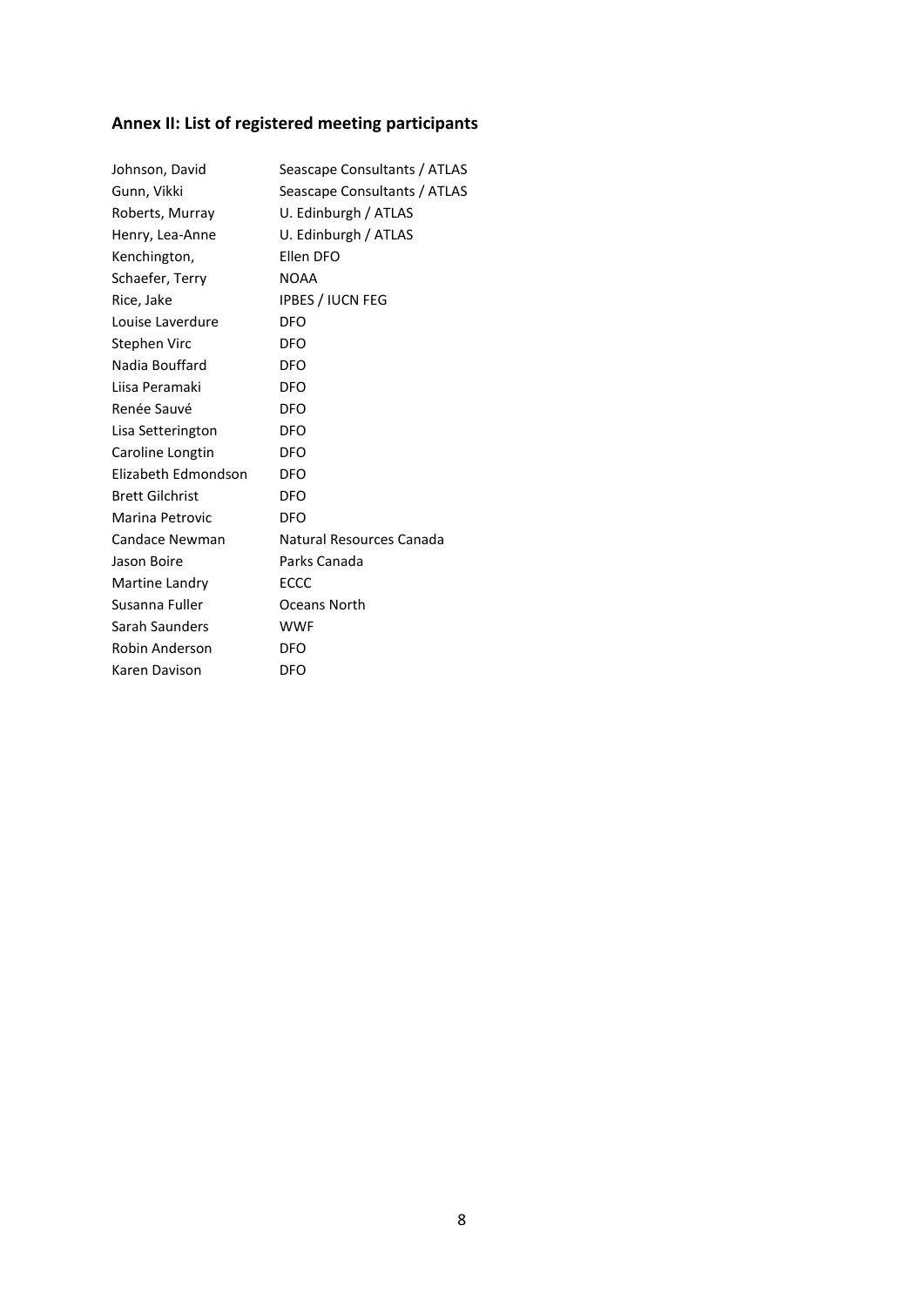## Annex II: List of registered meeting participants

| | |
|---|---|
| Johnson, David | Seascape Consultants / ATLAS |
| Gunn, Vikki | Seascape Consultants / ATLAS |
| Roberts, Murray | U. Edinburgh / ATLAS |
| Henry, Lea-Anne | U. Edinburgh / ATLAS |
| Kenchington, | Ellen DFO |
| Schaefer, Terry | NOAA |
| Rice, Jake | IPBES / IUCN FEG |
| Louise Laverdure | DFO |
| Stephen Virc | DFO |
| Nadia Bouffard | DFO |
| Liisa Peramaki | DFO |
| Renée Sauvé | DFO |
| Lisa Setterington | DFO |
| Caroline Longtin | DFO |
| Elizabeth Edmondson | DFO |
| Brett Gilchrist | DFO |
| Marina Petrovic | DFO |
| Candace Newman | Natural Resources Canada |
| Jason Boire | Parks Canada |
| Martine Landry | ECCC |
| Susanna Fuller | Oceans North |
| Sarah Saunders | WWF |
| Robin Anderson | DFO |
| Karen Davison | DFO |